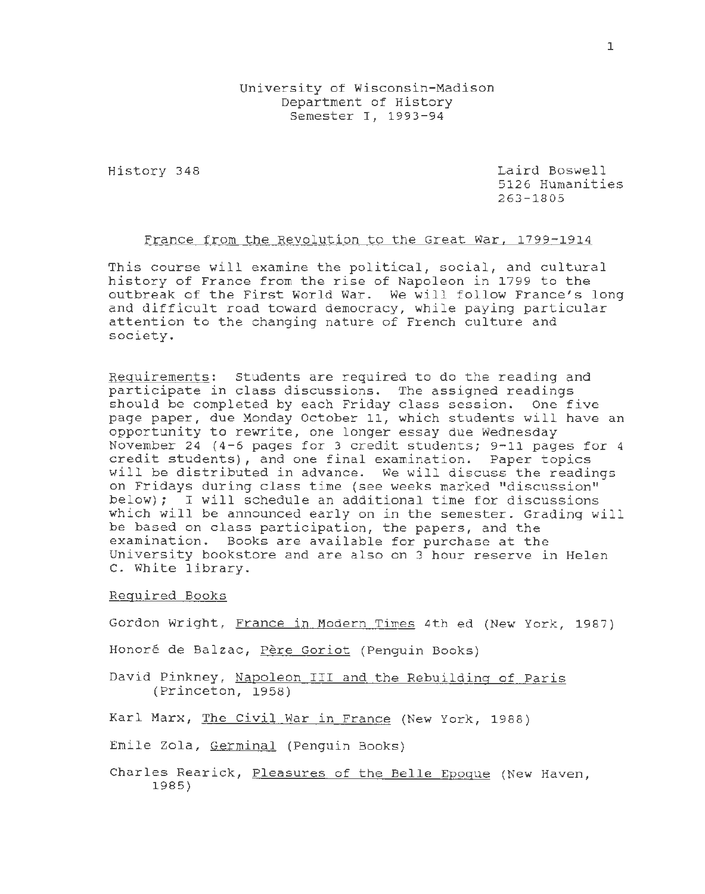University of Wisconsin-Madison
Department of History
Semester I, 1993-94

History 348

Laird Boswell
5126 Humanities
263-1805

## France from the Revolution to the Great War, 1799-1914

This course will examine the political, social, and cultural history of France from the rise of Napoleon in 1799 to the outbreak of the First World War. We will follow France's long and difficult road toward democracy, while paying particular attention to the changing nature of French culture and society.

Requirements: Students are required to do the reading and participate in class discussions. The assigned readings should be completed by each Friday class session. One five page paper, due Monday October 11, which students will have an opportunity to rewrite, one longer essay due Wednesday November 24 (4-6 pages for 3 credit students; 9-11 pages for 4 credit students), and one final examination. Paper topics will be distributed in advance. We will discuss the readings on Fridays during class time (see weeks marked "discussion" below); I will schedule an additional time for discussions which will be announced early on in the semester. Grading will be based on class participation, the papers, and the examination. Books are available for purchase at the University bookstore and are also on 3 hour reserve in Helen C. White library.

### Required Books

Gordon Wright, France in Modern Times 4th ed (New York, 1987)

Honoré de Balzac, Père Goriot (Penguin Books)

David Pinkney, Napoleon III and the Rebuilding of Paris (Princeton, 1958)

Karl Marx, The Civil War in France (New York, 1988)

Emile Zola, Germinal (Penguin Books)

Charles Rearick, Pleasures of the Belle Epoque (New Haven, 1985)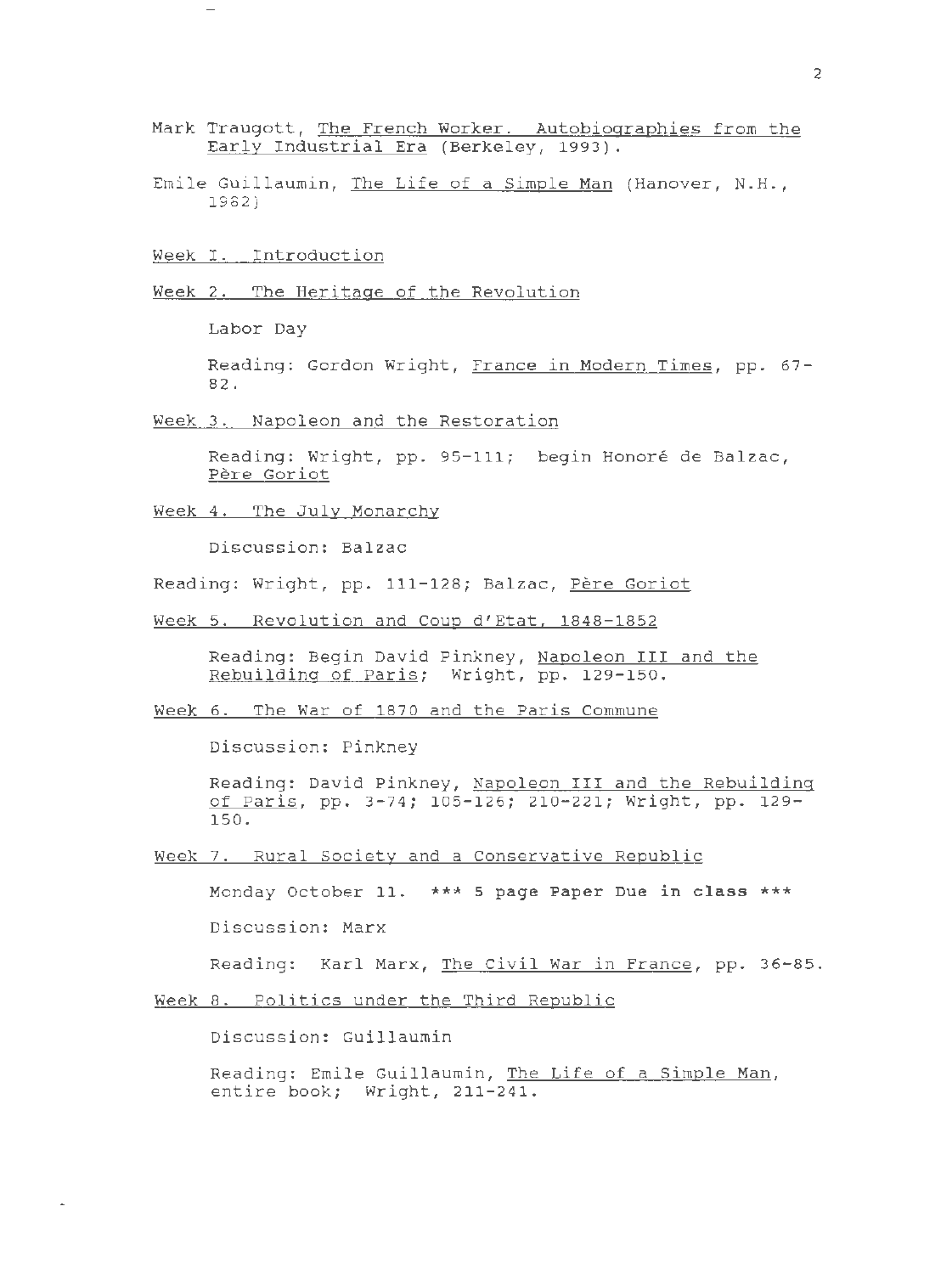Mark Traugott, The French Worker. Autobiographies from the Early Industrial Era (Berkeley, 1993).

Emile Guillaumin, The Life of a Simple Man (Hanover, N.H., 1982)

Week I. Introduction

Week 2. The Heritage of the Revolution

Labor Day

Reading: Gordon Wright, France in Modern Times, pp. 67-82.

Week 3. Napoleon and the Restoration

Reading: Wright, pp. 95-111; begin Honoré de Balzac, Père Goriot

Week 4. The July Monarchy

Discussion: Balzac

Reading: Wright, pp. 111-128; Balzac, Père Goriot

Week 5. Revolution and Coup d'Etat, 1848-1852

Reading: Begin David Pinkney, Napoleon III and the Rebuilding of Paris; Wright, pp. 129-150.

Week 6. The War of 1870 and the Paris Commune

Discussion: Pinkney

Reading: David Pinkney, Napoleon III and the Rebuilding of Paris, pp. 3-74; 105-126; 210-221; Wright, pp. 129-150.

Week 7. Rural Society and a Conservative Republic

Monday October 11. **\*\*\* 5 page Paper Due in class \*\*\***

Discussion: Marx

Reading: Karl Marx, The Civil War in France, pp. 36-85.

Week 8. Politics under the Third Republic

Discussion: Guillaumin

Reading: Emile Guillaumin, The Life of a Simple Man, entire book; Wright, 211-241.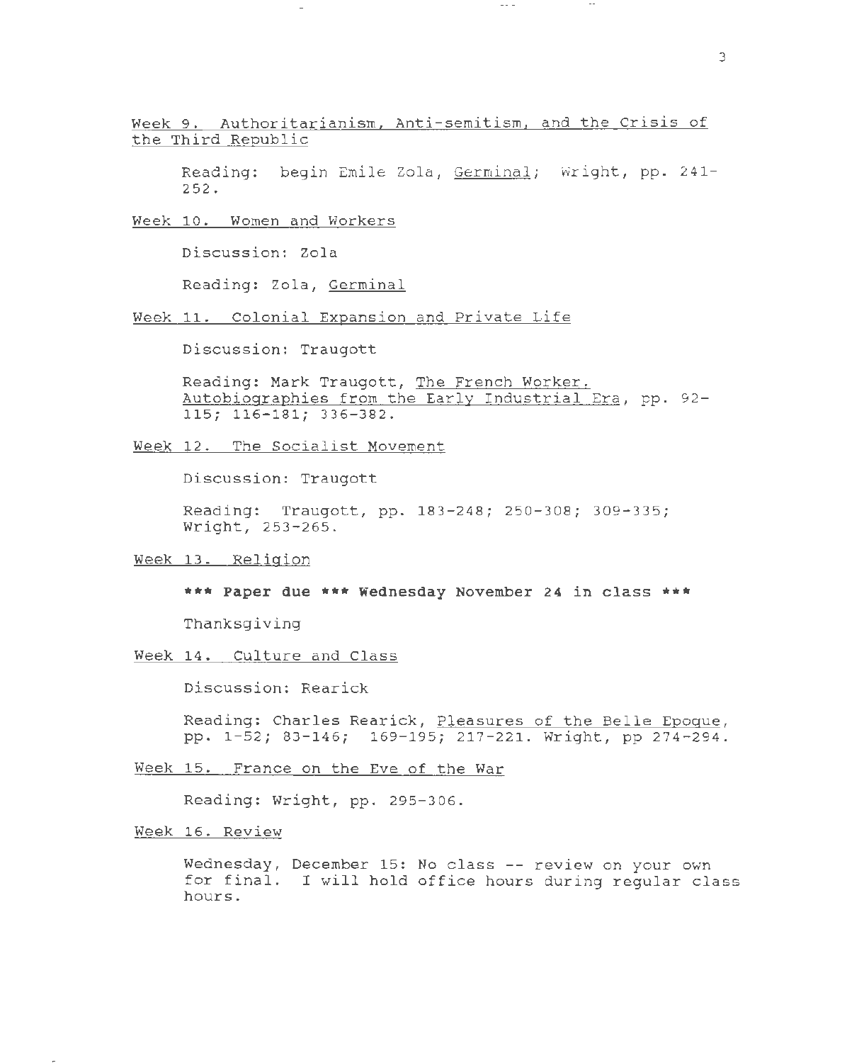Week 9. Authoritarianism, Anti-semitism, and the Crisis of the Third Republic

Reading: begin Emile Zola, Germinal; Wright, pp. 241-252.

Week 10. Women and Workers

Discussion: Zola

Reading: Zola, Germinal

Week 11. Colonial Expansion and Private Life

Discussion: Traugott

Reading: Mark Traugott, The French Worker. Autobiographies from the Early Industrial Era, pp. 92-115; 116-181; 336-382.

Week 12. The Socialist Movement

Discussion: Traugott

Reading: Traugott, pp. 183-248; 250-308; 309-335; Wright, 253-265.

Week 13. Religion

**\*\*\* Paper due \*\*\* Wednesday November 24 in class \*\*\***

Thanksgiving

Week 14. Culture and Class

Discussion: Rearick

Reading: Charles Rearick, Pleasures of the Belle Epoque, pp. 1-52; 83-146; 169-195; 217-221. Wright, pp 274-294.

Week 15. France on the Eve of the War

Reading: Wright, pp. 295-306.

Week 16. Review

Wednesday, December 15: No class -- review on your own for final. I will hold office hours during regular class hours.